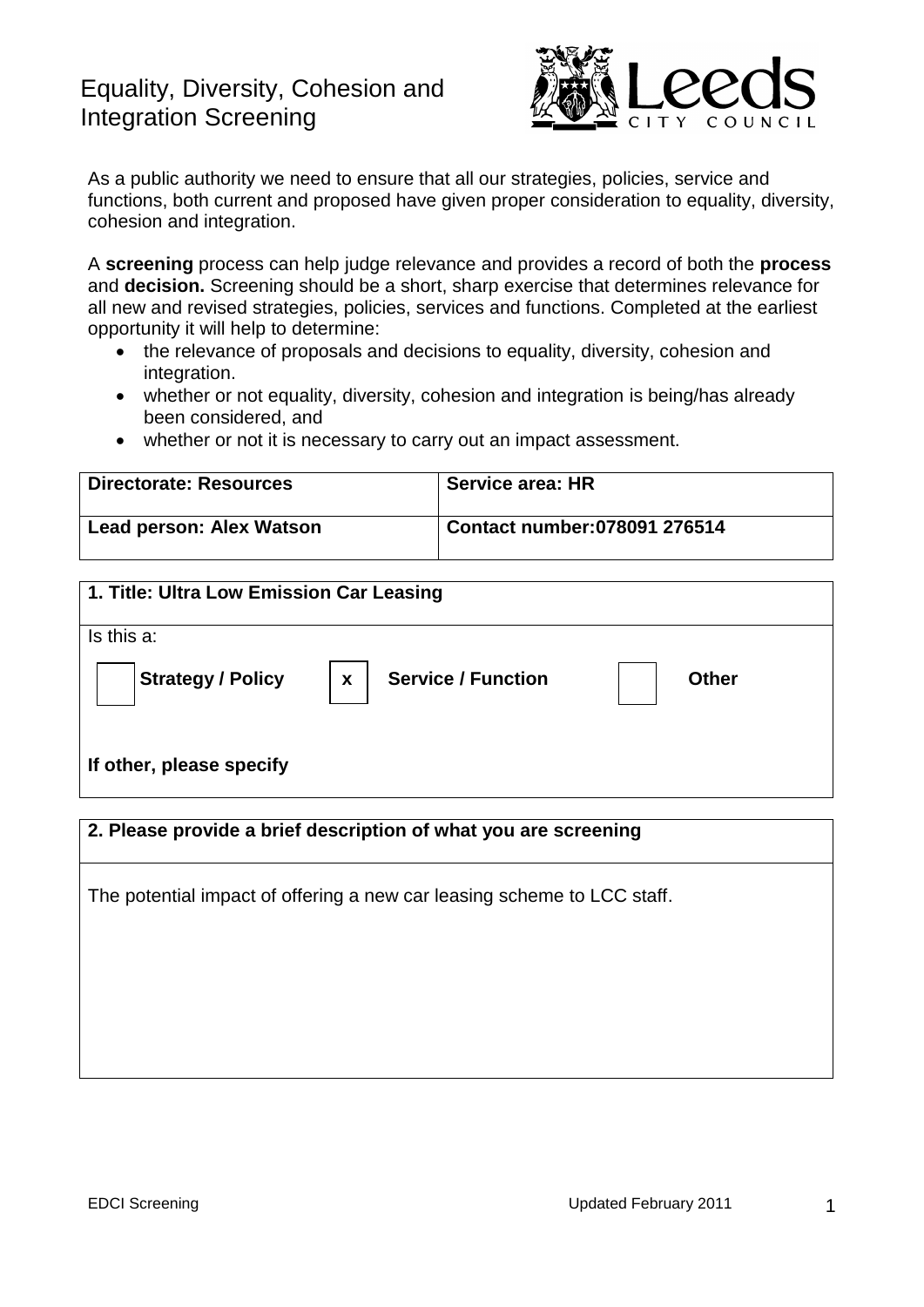# Equality, Diversity, Cohesion and Integration Screening

As a public authority we need to ensure that all our strategies, policies, service and functions, both current and proposed have given proper consideration to equality, diversity, cohesion and integration.

A **screening** process can help judge relevance and provides a record of both the **process** and **decision.** Screening should be a short, sharp exercise that determines relevance for all new and revised strategies, policies, services and functions. Completed at the earliest opportunity it will help to determine:

- the relevance of proposals and decisions to equality, diversity, cohesion and integration.
- whether or not equality, diversity, cohesion and integration is being/has already been considered, and
- whether or not it is necessary to carry out an impact assessment.

| **Directorate: Resources** | **Service area: HR** |
|---|---|
| **Lead person: Alex Watson** | **Contact number:078091 276514** |

**1. Title: Ultra Low Emission Car Leasing**

Is this a:

| | | | | | |
|---|---|---|---|---|---|
| | **Strategy / Policy** | x | **Service / Function** | | **Other** |

**If other, please specify**

**2. Please provide a brief description of what you are screening**

The potential impact of offering a new car leasing scheme to LCC staff.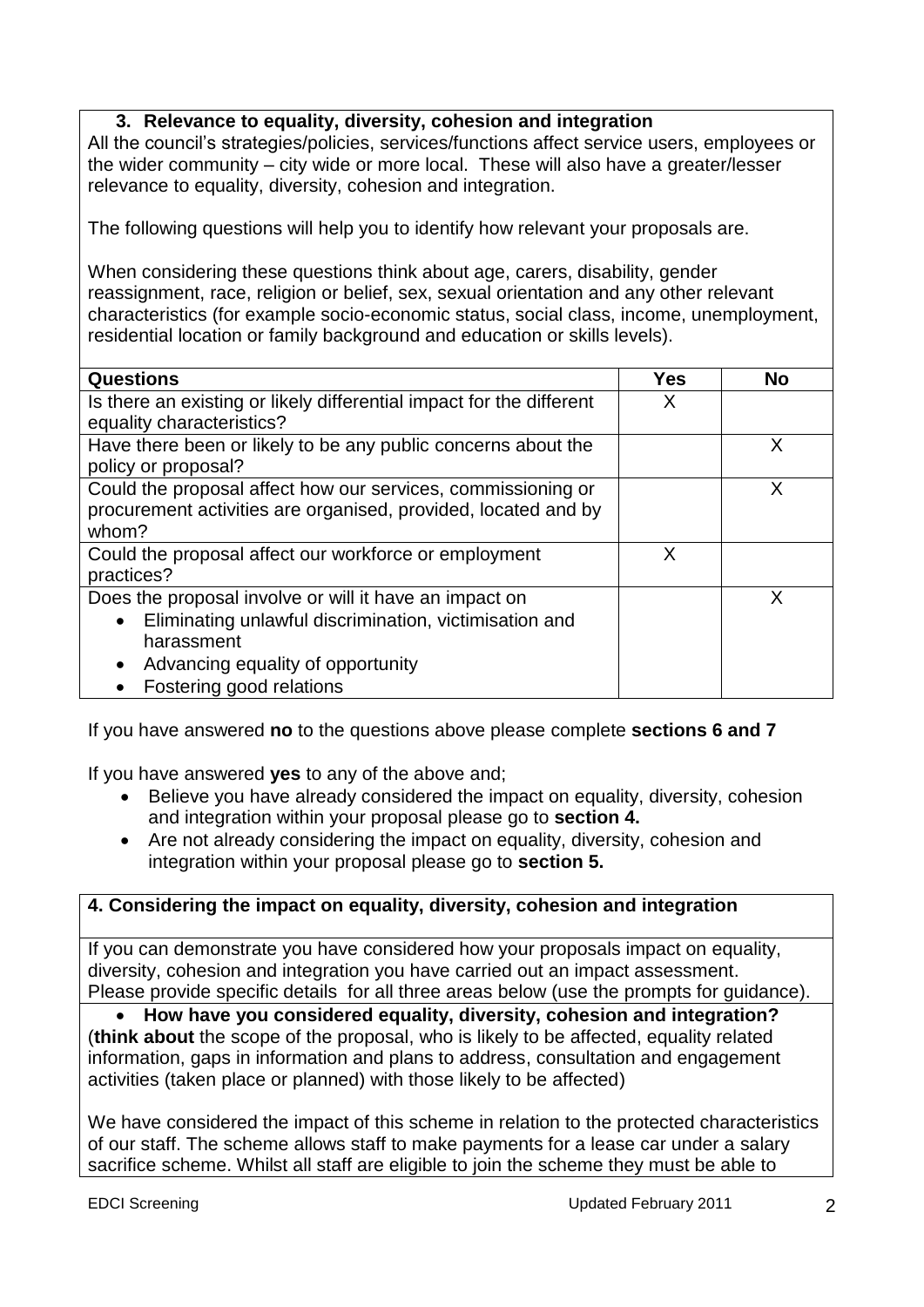## 3. Relevance to equality, diversity, cohesion and integration

All the council's strategies/policies, services/functions affect service users, employees or the wider community – city wide or more local. These will also have a greater/lesser relevance to equality, diversity, cohesion and integration.

The following questions will help you to identify how relevant your proposals are.

When considering these questions think about age, carers, disability, gender reassignment, race, religion or belief, sex, sexual orientation and any other relevant characteristics (for example socio-economic status, social class, income, unemployment, residential location or family background and education or skills levels).

| Questions | Yes | No |
|---|---|---|
| Is there an existing or likely differential impact for the different equality characteristics? | X | |
| Have there been or likely to be any public concerns about the policy or proposal? | | X |
| Could the proposal affect how our services, commissioning or procurement activities are organised, provided, located and by whom? | | X |
| Could the proposal affect our workforce or employment practices? | X | |
| Does the proposal involve or will it have an impact on<br>• Eliminating unlawful discrimination, victimisation and harassment<br>• Advancing equality of opportunity<br>• Fostering good relations | | X |

If you have answered **no** to the questions above please complete **sections 6 and 7**

If you have answered **yes** to any of the above and;

- Believe you have already considered the impact on equality, diversity, cohesion and integration within your proposal please go to **section 4.**
- Are not already considering the impact on equality, diversity, cohesion and integration within your proposal please go to **section 5.**

## 4. Considering the impact on equality, diversity, cohesion and integration

If you can demonstrate you have considered how your proposals impact on equality, diversity, cohesion and integration you have carried out an impact assessment. Please provide specific details for all three areas below (use the prompts for guidance).

- **How have you considered equality, diversity, cohesion and integration?**

(**think about** the scope of the proposal, who is likely to be affected, equality related information, gaps in information and plans to address, consultation and engagement activities (taken place or planned) with those likely to be affected)

We have considered the impact of this scheme in relation to the protected characteristics of our staff. The scheme allows staff to make payments for a lease car under a salary sacrifice scheme. Whilst all staff are eligible to join the scheme they must be able to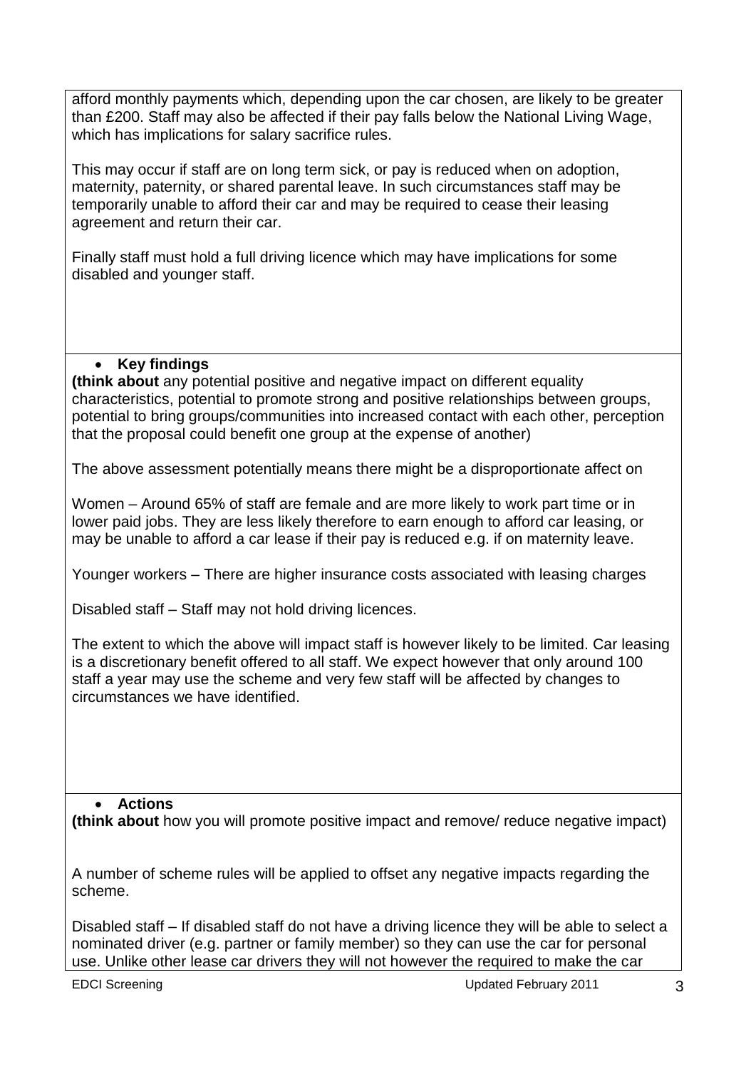afford monthly payments which, depending upon the car chosen, are likely to be greater than £200. Staff may also be affected if their pay falls below the National Living Wage, which has implications for salary sacrifice rules.

This may occur if staff are on long term sick, or pay is reduced when on adoption, maternity, paternity, or shared parental leave. In such circumstances staff may be temporarily unable to afford their car and may be required to cease their leasing agreement and return their car.

Finally staff must hold a full driving licence which may have implications for some disabled and younger staff.

- **Key findings**

**(think about** any potential positive and negative impact on different equality characteristics, potential to promote strong and positive relationships between groups, potential to bring groups/communities into increased contact with each other, perception that the proposal could benefit one group at the expense of another)

The above assessment potentially means there might be a disproportionate affect on

Women – Around 65% of staff are female and are more likely to work part time or in lower paid jobs. They are less likely therefore to earn enough to afford car leasing, or may be unable to afford a car lease if their pay is reduced e.g. if on maternity leave.

Younger workers – There are higher insurance costs associated with leasing charges

Disabled staff – Staff may not hold driving licences.

The extent to which the above will impact staff is however likely to be limited. Car leasing is a discretionary benefit offered to all staff. We expect however that only around 100 staff a year may use the scheme and very few staff will be affected by changes to circumstances we have identified.

- **Actions**

**(think about** how you will promote positive impact and remove/ reduce negative impact)

A number of scheme rules will be applied to offset any negative impacts regarding the scheme.

Disabled staff – If disabled staff do not have a driving licence they will be able to select a nominated driver (e.g. partner or family member) so they can use the car for personal use. Unlike other lease car drivers they will not however the required to make the car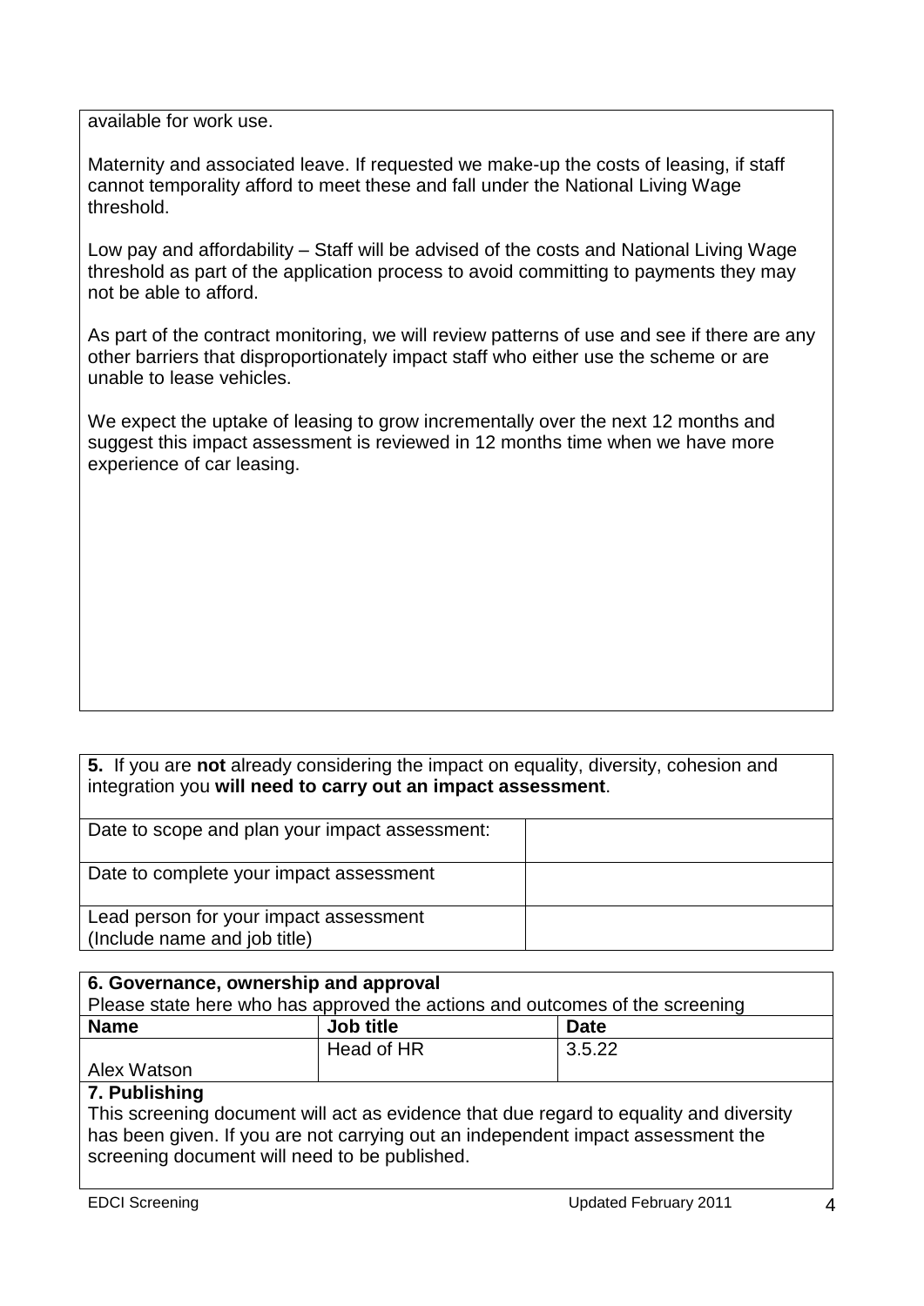available for work use.

Maternity and associated leave. If requested we make-up the costs of leasing, if staff cannot temporality afford to meet these and fall under the National Living Wage threshold.

Low pay and affordability – Staff will be advised of the costs and National Living Wage threshold as part of the application process to avoid committing to payments they may not be able to afford.

As part of the contract monitoring, we will review patterns of use and see if there are any other barriers that disproportionately impact staff who either use the scheme or are unable to lease vehicles.

We expect the uptake of leasing to grow incrementally over the next 12 months and suggest this impact assessment is reviewed in 12 months time when we have more experience of car leasing.

**5.** If you are **not** already considering the impact on equality, diversity, cohesion and integration you **will need to carry out an impact assessment**.

| | |
|---|---|
| Date to scope and plan your impact assessment: | |
| Date to complete your impact assessment | |
| Lead person for your impact assessment (Include name and job title) | |

**6. Governance, ownership and approval**

Please state here who has approved the actions and outcomes of the screening

| Name | Job title | Date |
|---|---|---|
| Alex Watson | Head of HR | 3.5.22 |

**7. Publishing**

This screening document will act as evidence that due regard to equality and diversity has been given. If you are not carrying out an independent impact assessment the screening document will need to be published.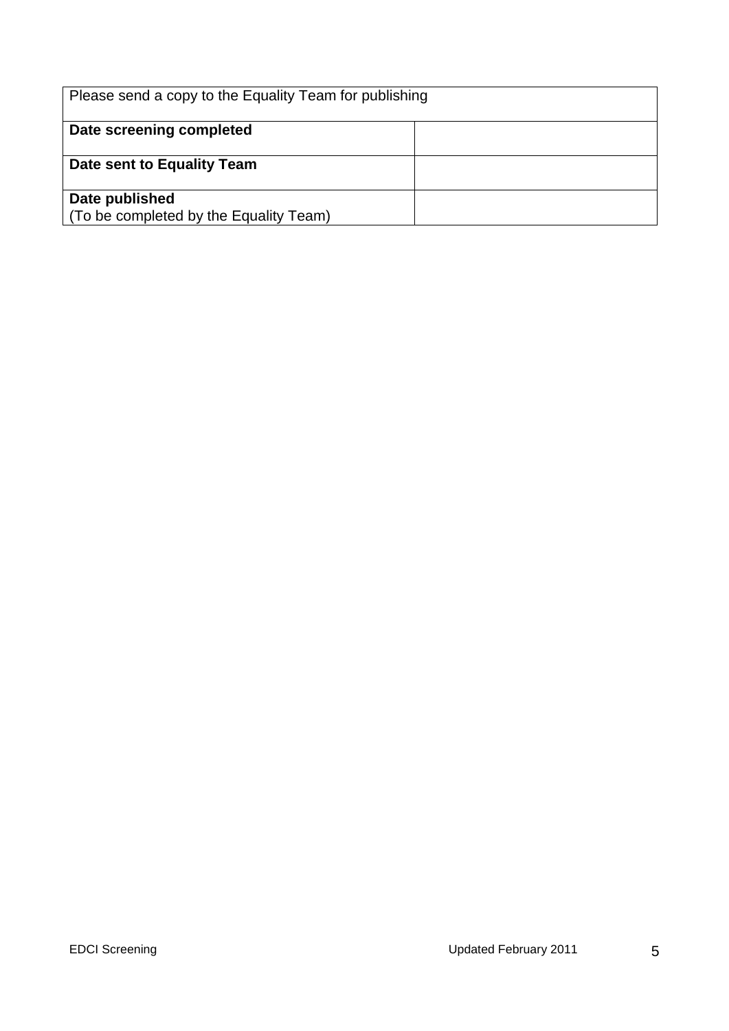| Please send a copy to the Equality Team for publishing | |
|---|---|
| **Date screening completed** | |
| **Date sent to Equality Team** | |
| **Date published**<br>(To be completed by the Equality Team) | |